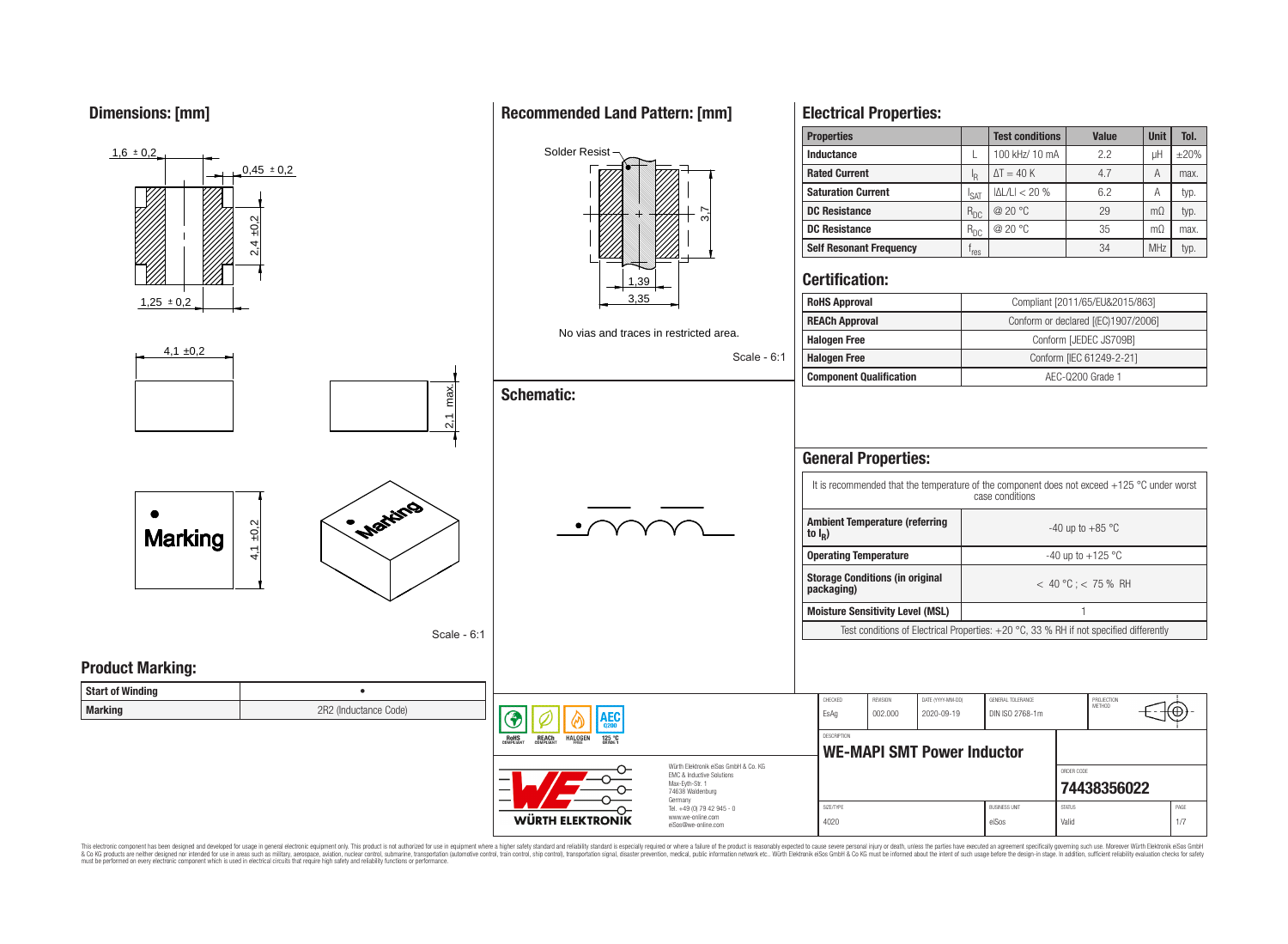## Dimensions: [mm]

1,6 ± 0,2

0,45 ± 0,2

2,4 ±0,2

1,25 ± 0,2

4,1 ±0,2

2,1 max.

Marking

4,1 ±0,2

Scale - 6:1

## Recommended Land Pattern: [mm]

Solder Resist

3,7

1,39

3,35

No vias and traces in restricted area.

Scale - 6:1

## Schematic:

## Electrical Properties:

| Properties | | Test conditions | Value | Unit | Tol. |
|---|---|---|---|---|---|
| Inductance | L | 100 kHz/ 10 mA | 2.2 | µH | ±20% |
| Rated Current | $I_R$ | ΔT = 40 K | 4.7 | A | max. |
| Saturation Current | $I_{SAT}$ | \|ΔL/L\| < 20 % | 6.2 | A | typ. |
| DC Resistance | $R_{DC}$ | @ 20 °C | 29 | mΩ | typ. |
| DC Resistance | $R_{DC}$ | @ 20 °C | 35 | mΩ | max. |
| Self Resonant Frequency | $f_{res}$ | | 34 | MHz | typ. |

## Certification:

| | |
|---|---|
| RoHS Approval | Compliant [2011/65/EU&2015/863] |
| REACh Approval | Conform or declared [(EC)1907/2006] |
| Halogen Free | Conform [JEDEC JS709B] |
| Halogen Free | Conform [IEC 61249-2-21] |
| Component Qualification | AEC-Q200 Grade 1 |

## General Properties:

It is recommended that the temperature of the component does not exceed +125 °C under worst case conditions

| | |
|---|---|
| Ambient Temperature (referring to $I_R$) | -40 up to +85 °C |
| Operating Temperature | -40 up to +125 °C |
| Storage Conditions (in original packaging) | < 40 °C ; < 75 % RH |
| Moisture Sensitivity Level (MSL) | 1 |

Test conditions of Electrical Properties: +20 °C, 33 % RH if not specified differently

## Product Marking:

| | |
|---|---|
| Start of Winding | • |
| Marking | 2R2 (Inductance Code) |

RoHS COMPLIANT | REACh COMPLIANT | HALOGEN FREE | AEC Q200 | 125 °C GRADE 1

WÜRTH ELEKTRONIK

Würth Elektronik eiSos GmbH & Co. KG
EMC & Inductive Solutions
Max-Eyth-Str. 1
74638 Waldenburg
Germany
Tel. +49 (0) 79 42 945 - 0
www.we-online.com
eiSos@we-online.com

| CHECKED | REVISION | DATE (YYYY-MM-DD) | GENERAL TOLERANCE | PROJECTION METHOD |
|---|---|---|---|---|
| EsAg | 002.000 | 2020-09-19 | DIN ISO 2768-1m | |

DESCRIPTION: **WE-MAPI SMT Power Inductor**

ORDER CODE: **74438356022**

| SIZE/TYPE | BUSINESS UNIT | STATUS | PAGE |
|---|---|---|---|
| 4020 | eiSos | Valid | 1/7 |

This electronic component has been designed and developed for usage in general electronic equipment only. This product is not authorized for use in equipment where a higher safety standard and reliability standard is especially required or where a failure of the product is reasonably expected to cause severe personal injury or death, unless the parties have executed an agreement specifically governing such use. Moreover Würth Elektronik eiSos GmbH & Co KG products are neither designed nor intended for use in areas such as military, aerospace, aviation, nuclear control, submarine, transportation (automotive control, train control, ship control), transportation signal, disaster prevention, medical, public information network etc.. Würth Elektronik eiSos GmbH & Co KG must be informed about the intent of such usage before the design-in stage. In addition, sufficient reliability evaluation checks for safety must be performed on every electronic component which is used in electrical circuits that require high safety and reliability functions or performance.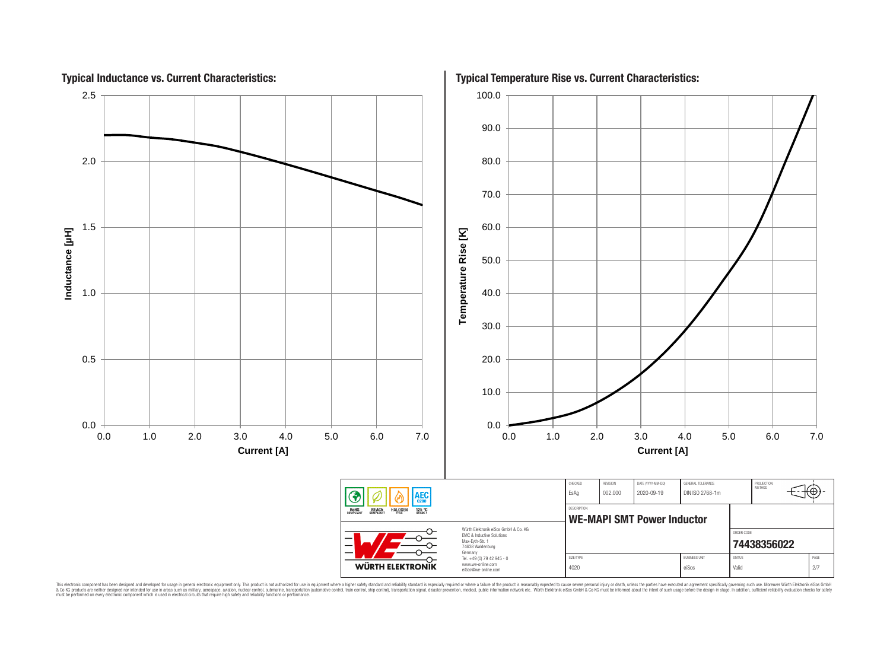## Typical Inductance vs. Current Characteristics:

Inductance [µH] (0.0 – 2.5) vs. Current [A] (0.0 – 7.0)

## Typical Temperature Rise vs. Current Characteristics:

Temperature Rise [K] (0.0 – 100.0) vs. Current [A] (0.0 – 7.0)

| CHECKED | REVISION | DATE (YYYY-MM-DD) | GENERAL TOLERANCE | PROJECTION METHOD |
|---|---|---|---|---|
| EsAg | 002.000 | 2020-09-19 | DIN ISO 2768-1m | |

RoHS COMPLIANT | REACh COMPLIANT | HALOGEN FREE | AEC Q200 125 °C GRADE 1

DESCRIPTION

**WE-MAPI SMT Power Inductor**

ORDER CODE

**74438356022**

| SIZE/TYPE | BUSINESS UNIT | STATUS | PAGE |
|---|---|---|---|
| 4020 | eiSos | Valid | 2/7 |

WÜRTH ELEKTRONIK

Würth Elektronik eiSos GmbH & Co. KG
EMC & Inductive Solutions
Max-Eyth-Str. 1
74638 Waldenburg
Germany
Tel. +49 (0) 79 42 945 - 0
www.we-online.com
eiSos@we-online.com

This electronic component has been designed and developed for usage in general electronic equipment only. This product is not authorized for use in equipment where a higher safety standard and reliability standard is especially required or where a failure of the product is reasonably expected to cause severe personal injury or death, unless the parties have executed an agreement specifically governing such use. Moreover Würth Elektronik eiSos GmbH & Co KG products are neither designed nor intended for use in areas such as military, aerospace, aviation, nuclear control, submarine, transportation (automotive control, train control, ship control), transportation signal, disaster prevention, medical, public information network etc.. Würth Elektronik eiSos GmbH & Co KG must be informed about the intent of such usage before the design-in stage. In addition, sufficient reliability evaluation checks for safety must be performed on every electronic component which is used in electrical circuits that require high safety and reliability functions or performance.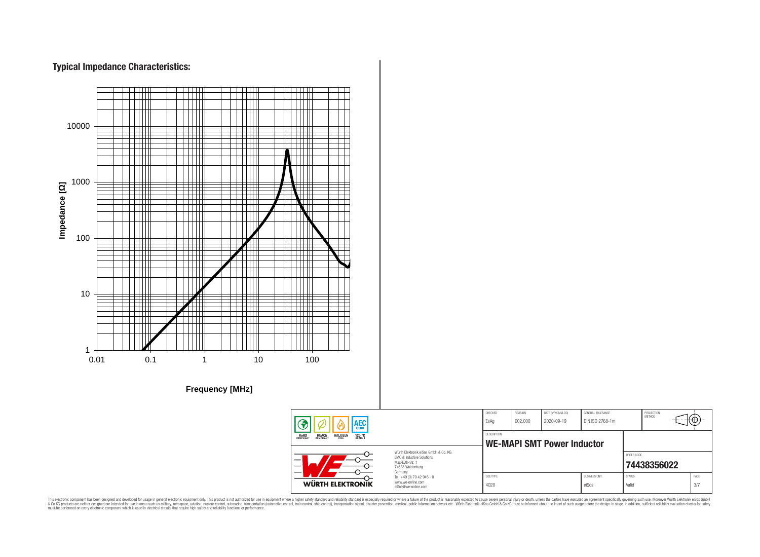## Typical Impedance Characteristics:

Impedance [Ω]

10000

1000

100

10

1

0.01 0.1 1 10 100

Frequency [MHz]

| CHECKED | REVISION | DATE (YYYY-MM-DD) | GENERAL TOLERANCE | PROJECTION METHOD |
|---|---|---|---|---|
| EsAg | 002.000 | 2020-09-19 | DIN ISO 2768-1m | |

DESCRIPTION

**WE-MAPI SMT Power Inductor**

ORDER CODE

**74438356022**

| SIZE/TYPE | BUSINESS UNIT | STATUS | PAGE |
|---|---|---|---|
| 4020 | eiSos | Valid | 3/7 |

RoHS COMPLIANT | REACh COMPLIANT | HALOGEN FREE | AEC Q200 125 °C GRADE 1

Würth Elektronik eiSos GmbH & Co. KG
EMC & Inductive Solutions
Max-Eyth-Str. 1
74638 Waldenburg
Germany
Tel. +49 (0) 79 42 945 - 0
www.we-online.com
eiSos@we-online.com

WÜRTH ELEKTRONIK

This electronic component has been designed and developed for usage in general electronic equipment only. This product is not authorized for use in equipment where a higher safety standard and reliability standard is especially required or where a failure of the product is reasonably expected to cause severe personal injury or death, unless the parties have executed an agreement specifically governing such use. Moreover Würth Elektronik eiSos GmbH & Co KG products are neither designed nor intended for use in areas such as military, aerospace, aviation, nuclear control, submarine, transportation (automotive control, train control, ship control), transportation signal, disaster prevention, medical, public information network etc.. Würth Elektronik eiSos GmbH & Co KG must be informed about the intent of such usage before the design-in stage. In addition, sufficient reliability evaluation checks for safety must be performed on every electronic component which is used in electrical circuits that require high safety and reliability functions or performance.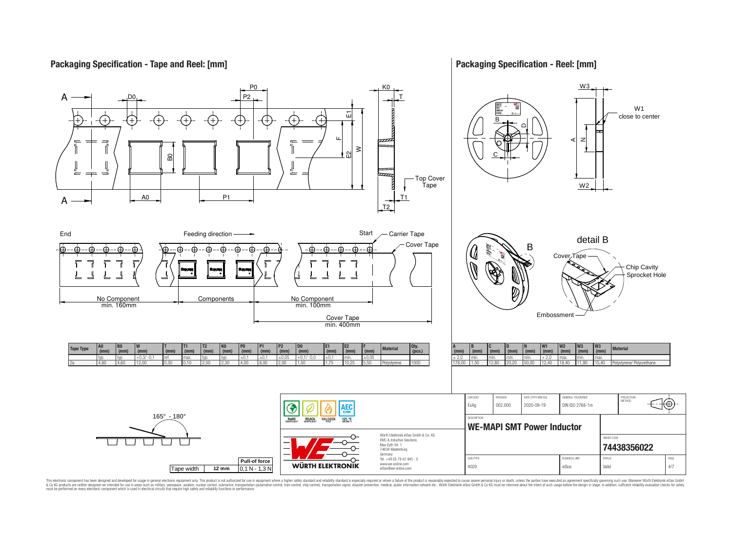## Packaging Specification - Tape and Reel: [mm]

A — D0 — P0 — P2 — K0 — T — E1 — F — E2 — W — B0 — A0 — P1 — T1 — T2 — Top Cover Tape

End — Feeding direction — Start — Carrier Tape — Cover Tape

No Component min. 160mm — Components — No Component min. 100mm — Cover Tape min. 400mm

| Tape Type | A0 (mm) | B0 (mm) | W (mm) | T (mm) | T1 (mm) | T2 (mm) | K0 (mm) | P0 (mm) | P1 (mm) | P2 (mm) | D0 (mm) | E1 (mm) | E2 (mm) | F (mm) | Material | Qty. (pcs.) |
|---|---|---|---|---|---|---|---|---|---|---|---|---|---|---|---|---|
| | typ. | typ. | +0,3/ -0,1 | ref. | max. | typ. | typ. | ±0,1 | ±0,1 | ±0,05 | +0,1/ -0,0 | ±0,1 | min. | ±0,05 | | |
| 2a | 4,60 | 4,60 | 12,00 | 0,30 | 0,10 | 2,50 | 2,30 | 4,00 | 8,00 | 2,00 | 1,50 | 1,75 | 10,25 | 5,50 | Polystyrene | 1000 |

165° - 180°

| Tape width | 12 mm | Pull-of force 0,1 N - 1,3 N |
|---|---|---|

## Packaging Specification - Reel: [mm]

W3 — W1 close to center — B — D — C — A — N — W2

detail B — Cover Tape — Chip Cavity — Sprocket Hole — Embossment

| A (mm) | B (mm) | C (mm) | D (mm) | N (mm) | W1 (mm) | W2 (mm) | W3 (mm) | W3 (mm) | Material |
|---|---|---|---|---|---|---|---|---|---|
| ± 2,0 | min. | min. | min. | min. | + 2,0 | max. | min. | max. | |
| 178,00 | 1,50 | 12,80 | 20,20 | 50,00 | 12,40 | 18,40 | 11,90 | 15,40 | Polystyrene/ Polyurethane |

RoHS COMPLIANT — REACh COMPLIANT — HALOGEN FREE — 125 °C GRADE 1 — AEC Q200

WÜRTH ELEKTRONIK

Würth Elektronik eiSos GmbH & Co. KG
EMC & Inductive Solutions
Max-Eyth-Str. 1
74638 Waldenburg
Germany
Tel. +49 (0) 79 42 945 - 0
www.we-online.com
eiSos@we-online.com

| CHECKED | REVISION | DATE (YYYY-MM-DD) | GENERAL TOLERANCE | PROJECTION METHOD |
|---|---|---|---|---|
| EsAg | 002.000 | 2020-09-19 | DIN ISO 2768-1m | |

DESCRIPTION: **WE-MAPI SMT Power Inductor**

ORDER CODE: **74438356022**

| SIZE/TYPE | BUSINESS UNIT | STATUS | PAGE |
|---|---|---|---|
| 4020 | eiSos | Valid | 4/7 |

This electronic component has been designed and developed for usage in general electronic equipment only. This product is not authorized for use in equipment where a higher safety standard and reliability standard is especially required or where a failure of the product is reasonably expected to cause severe personal injury or death, unless the parties have executed an agreement specifically governing such use. Moreover Würth Elektronik eiSos GmbH & Co KG products are neither designed nor intended for use in areas such as military, aerospace, aviation, nuclear control, submarine, transportation (automotive control, train control, ship control), transportation signal, disaster prevention, medical, public information network etc.. Würth Elektronik eiSos GmbH & Co KG must be informed about the intent of such usage before the design-in stage. In addition, sufficient reliability evaluation checks for safety must be performed on every electronic component which is used in electrical circuits that require high safety and reliability functions or performance.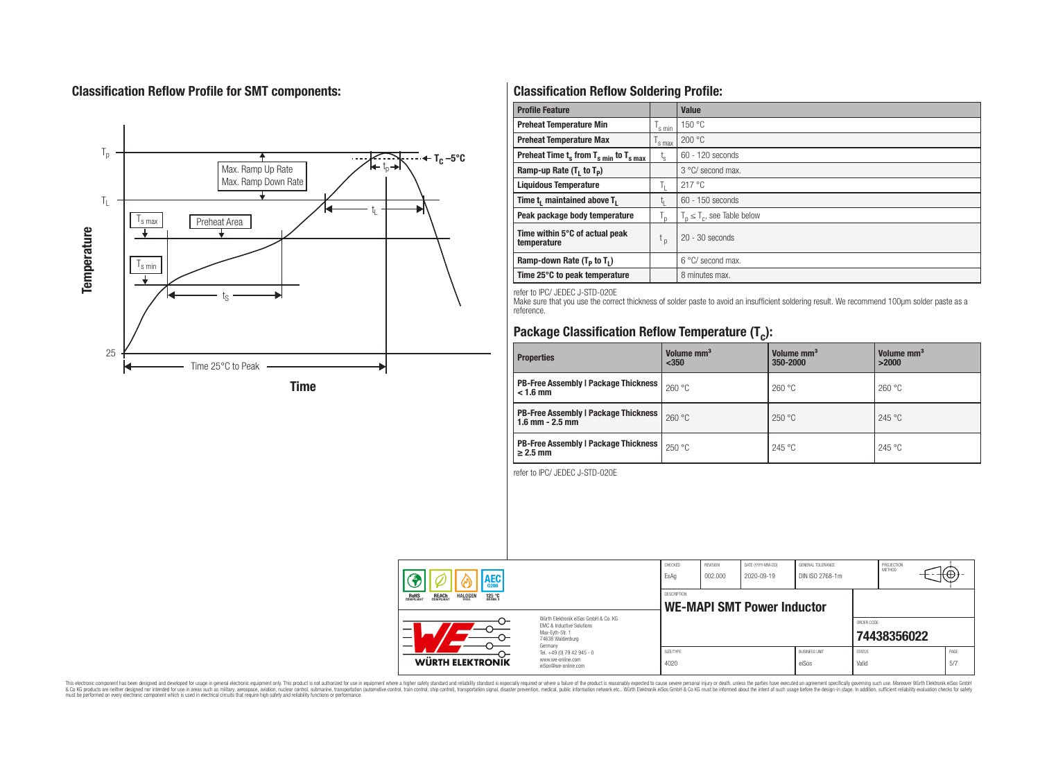## Classification Reflow Profile for SMT components:

## Classification Reflow Soldering Profile:

| Profile Feature | | Value |
|---|---|---|
| Preheat Temperature Min | $T_{s\,min}$ | 150 °C |
| Preheat Temperature Max | $T_{s\,max}$ | 200 °C |
| Preheat Time $t_s$ from $T_{s\,min}$ to $T_{s\,max}$ | $t_s$ | 60 - 120 seconds |
| Ramp-up Rate ($T_L$ to $T_P$) | | 3 °C/ second max. |
| Liquidous Temperature | $T_L$ | 217 °C |
| Time $t_L$ maintained above $T_L$ | $t_L$ | 60 - 150 seconds |
| Peak package body temperature | $T_p$ | $T_p \leq T_c$, see Table below |
| Time within 5°C of actual peak temperature | $t_p$ | 20 - 30 seconds |
| Ramp-down Rate ($T_P$ to $T_L$) | | 6 °C/ second max. |
| Time 25°C to peak temperature | | 8 minutes max. |

refer to IPC/ JEDEC J-STD-020E

Make sure that you use the correct thickness of solder paste to avoid an insufficient soldering result. We recommend 100µm solder paste as a reference.

## Package Classification Reflow Temperature ($T_C$):

| Properties | Volume mm³ <350 | Volume mm³ 350-2000 | Volume mm³ >2000 |
|---|---|---|---|
| PB-Free Assembly \| Package Thickness < 1.6 mm | 260 °C | 260 °C | 260 °C |
| PB-Free Assembly \| Package Thickness 1.6 mm - 2.5 mm | 260 °C | 250 °C | 245 °C |
| PB-Free Assembly \| Package Thickness ≥ 2.5 mm | 250 °C | 245 °C | 245 °C |

refer to IPC/ JEDEC J-STD-020E

| CHECKED | REVISION | DATE (YYYY-MM-DD) | GENERAL TOLERANCE | PROJECTION METHOD |
|---|---|---|---|---|
| EsAg | 002.000 | 2020-09-19 | DIN ISO 2768-1m | |

DESCRIPTION: **WE-MAPI SMT Power Inductor**

ORDER CODE: **74438356022**

| SIZE/TYPE | BUSINESS UNIT | STATUS | PAGE |
|---|---|---|---|
| 4020 | eiSos | Valid | 5/7 |

Würth Elektronik eiSos GmbH & Co. KG
EMC & Inductive Solutions
Max-Eyth-Str. 1
74638 Waldenburg
Germany
Tel. +49 (0) 79 42 945 - 0
www.we-online.com
eiSos@we-online.com

This electronic component has been designed and developed for usage in general electronic equipment only. This product is not authorized for use in equipment where a higher safety standard and reliability standard is especially required or where a failure of the product is reasonably expected to cause severe personal injury or death, unless the parties have executed an agreement specifically governing such use. Moreover Würth Elektronik eiSos GmbH & Co KG products are neither designed nor intended for use in areas such as military, aerospace, aviation, nuclear control, submarine, transportation (automotive control, train control, ship control), transportation signal, disaster prevention, medical, public information network etc.. Würth Elektronik eiSos GmbH & Co KG must be informed about the intent of such usage before the design-in stage. In addition, sufficient reliability evaluation checks for safety must be performed on every electronic component which is used in electrical circuits that require high safety and reliability functions or performance.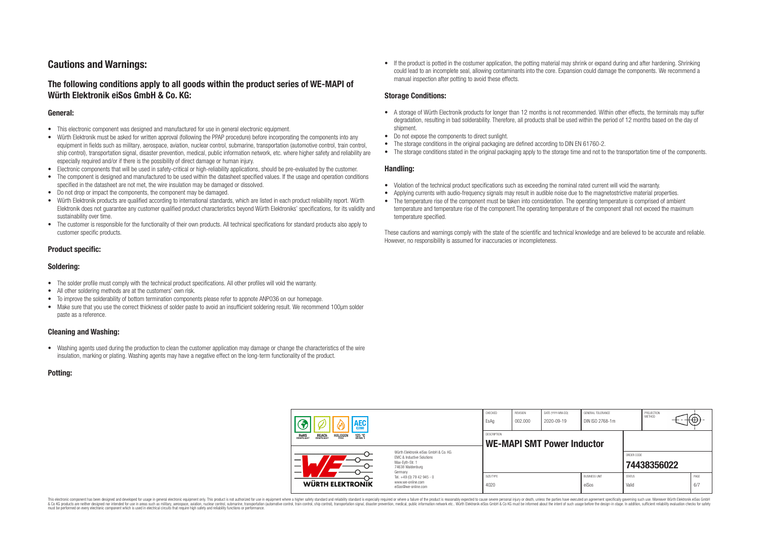## Cautions and Warnings:

### The following conditions apply to all goods within the product series of WE-MAPI of Würth Elektronik eiSos GmbH & Co. KG:

#### General:

- This electronic component was designed and manufactured for use in general electronic equipment.
- Würth Elektronik must be asked for written approval (following the PPAP procedure) before incorporating the components into any equipment in fields such as military, aerospace, aviation, nuclear control, submarine, transportation (automotive control, train control, ship control), transportation signal, disaster prevention, medical, public information network, etc. where higher safety and reliability are especially required and/or if there is the possibility of direct damage or human injury.
- Electronic components that will be used in safety-critical or high-reliability applications, should be pre-evaluated by the customer.
- The component is designed and manufactured to be used within the datasheet specified values. If the usage and operation conditions specified in the datasheet are not met, the wire insulation may be damaged or dissolved.
- Do not drop or impact the components, the component may be damaged.
- Würth Elektronik products are qualified according to international standards, which are listed in each product reliability report. Würth Elektronik does not guarantee any customer qualified product characteristics beyond Würth Elektroniks' specifications, for its validity and sustainability over time.
- The customer is responsible for the functionality of their own products. All technical specifications for standard products also apply to customer specific products.

#### Product specific:

#### Soldering:

- The solder profile must comply with the technical product specifications. All other profiles will void the warranty.
- All other soldering methods are at the customers' own risk.
- To improve the solderability of bottom termination components please refer to appnote ANP036 on our homepage.
- Make sure that you use the correct thickness of solder paste to avoid an insufficient soldering result. We recommend 100µm solder paste as a reference.

#### Cleaning and Washing:

- Washing agents used during the production to clean the customer application may damage or change the characteristics of the wire insulation, marking or plating. Washing agents may have a negative effect on the long-term functionality of the product.

#### Potting:

- If the product is potted in the costumer application, the potting material may shrink or expand during and after hardening. Shrinking could lead to an incomplete seal, allowing contaminants into the core. Expansion could damage the components. We recommend a manual inspection after potting to avoid these effects.

#### Storage Conditions:

- A storage of Würth Electronik products for longer than 12 months is not recommended. Within other effects, the terminals may suffer degradation, resulting in bad solderability. Therefore, all products shall be used within the period of 12 months based on the day of shipment.
- Do not expose the components to direct sunlight.
- The storage conditions in the original packaging are defined according to DIN EN 61760-2.
- The storage conditions stated in the original packaging apply to the storage time and not to the transportation time of the components.

#### Handling:

- Violation of the technical product specifications such as exceeding the nominal rated current will void the warranty.
- Applying currents with audio-frequency signals may result in audible noise due to the magnetostrictive material properties.
- The temperature rise of the component must be taken into consideration. The operating temperature is comprised of ambient temperature and temperature rise of the component.The operating temperature of the component shall not exceed the maximum temperature specified.

These cautions and warnings comply with the state of the scientific and technical knowledge and are believed to be accurate and reliable. However, no responsibility is assumed for inaccuracies or incompleteness.

| CHECKED | REVISION | DATE (YYYY-MM-DD) | GENERAL TOLERANCE | PROJECTION METHOD |
|---|---|---|---|---|
| EsAg | 002.000 | 2020-09-19 | DIN ISO 2768-1m | |

DESCRIPTION: **WE-MAPI SMT Power Inductor**

ORDER CODE: **74438356022**

| SIZE/TYPE | BUSINESS UNIT | STATUS | PAGE |
|---|---|---|---|
| 4020 | eiSos | Valid | 6/7 |

Würth Elektronik eiSos GmbH & Co. KG
EMC & Inductive Solutions
Max-Eyth-Str. 1
74638 Waldenburg
Germany
Tel. +49 (0) 79 42 945 - 0
www.we-online.com
eiSos@we-online.com

This electronic component has been designed and developed for usage in general electronic equipment only. This product is not authorized for use in equipment where a higher safety standard and reliability standard is especially required or where a failure of the product is reasonably expected to cause severe personal injury or death, unless the parties have executed an agreement specifically governing such use. Moreover Würth Elektronik eiSos GmbH & Co KG products are neither designed nor intended for use in areas such as military, aerospace, aviation, nuclear control, submarine, transportation (automotive control, train control, ship control), transportation signal, disaster prevention, medical, public information network etc.. Würth Elektronik eiSos GmbH & Co KG must be informed about the intent of such usage before the design-in stage. In addition, sufficient reliability evaluation checks for safety must be performed on every electronic component which is used in electrical circuits that require high safety and reliability functions or performance.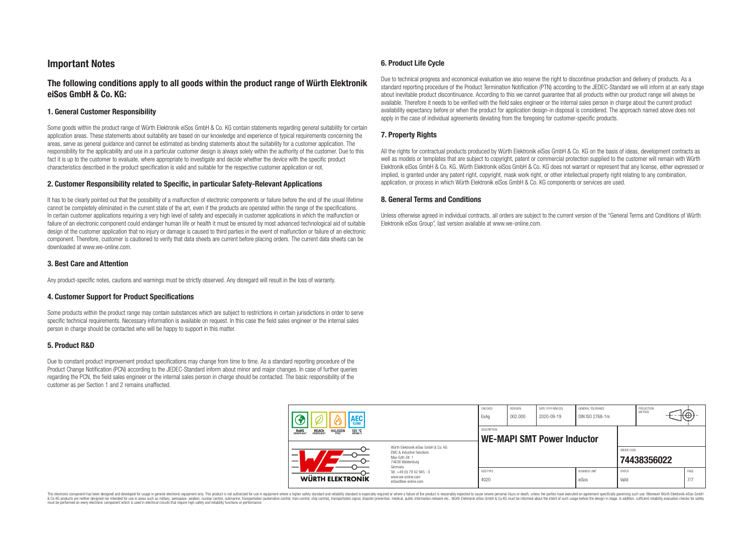# Important Notes

## The following conditions apply to all goods within the product range of Würth Elektronik eiSos GmbH & Co. KG:

### 1. General Customer Responsibility

Some goods within the product range of Würth Elektronik eiSos GmbH & Co. KG contain statements regarding general suitability for certain application areas. These statements about suitability are based on our knowledge and experience of typical requirements concerning the areas, serve as general guidance and cannot be estimated as binding statements about the suitability for a customer application. The responsibility for the applicability and use in a particular customer design is always solely within the authority of the customer. Due to this fact it is up to the customer to evaluate, where appropriate to investigate and decide whether the device with the specific product characteristics described in the product specification is valid and suitable for the respective customer application or not.

### 2. Customer Responsibility related to Specific, in particular Safety-Relevant Applications

It has to be clearly pointed out that the possibility of a malfunction of electronic components or failure before the end of the usual lifetime cannot be completely eliminated in the current state of the art, even if the products are operated within the range of the specifications. In certain customer applications requiring a very high level of safety and especially in customer applications in which the malfunction or failure of an electronic component could endanger human life or health it must be ensured by most advanced technological aid of suitable design of the customer application that no injury or damage is caused to third parties in the event of malfunction or failure of an electronic component. Therefore, customer is cautioned to verify that data sheets are current before placing orders. The current data sheets can be downloaded at www.we-online.com.

### 3. Best Care and Attention

Any product-specific notes, cautions and warnings must be strictly observed. Any disregard will result in the loss of warranty.

### 4. Customer Support for Product Specifications

Some products within the product range may contain substances which are subject to restrictions in certain jurisdictions in order to serve specific technical requirements. Necessary information is available on request. In this case the field sales engineer or the internal sales person in charge should be contacted who will be happy to support in this matter.

### 5. Product R&D

Due to constant product improvement product specifications may change from time to time. As a standard reporting procedure of the Product Change Notification (PCN) according to the JEDEC-Standard inform about minor and major changes. In case of further queries regarding the PCN, the field sales engineer or the internal sales person in charge should be contacted. The basic responsibility of the customer as per Section 1 and 2 remains unaffected.

### 6. Product Life Cycle

Due to technical progress and economical evaluation we also reserve the right to discontinue production and delivery of products. As a standard reporting procedure of the Product Termination Notification (PTN) according to the JEDEC-Standard we will inform at an early stage about inevitable product discontinuance. According to this we cannot guarantee that all products within our product range will always be available. Therefore it needs to be verified with the field sales engineer or the internal sales person in charge about the current product availability expectancy before or when the product for application design-in disposal is considered. The approach named above does not apply in the case of individual agreements deviating from the foregoing for customer-specific products.

### 7. Property Rights

All the rights for contractual products produced by Würth Elektronik eiSos GmbH & Co. KG on the basis of ideas, development contracts as well as models or templates that are subject to copyright, patent or commercial protection supplied to the customer will remain with Würth Elektronik eiSos GmbH & Co. KG. Würth Elektronik eiSos GmbH & Co. KG does not warrant or represent that any license, either expressed or implied, is granted under any patent right, copyright, mask work right, or other intellectual property right relating to any combination, application, or process in which Würth Elektronik eiSos GmbH & Co. KG components or services are used.

### 8. General Terms and Conditions

Unless otherwise agreed in individual contracts, all orders are subject to the current version of the "General Terms and Conditions of Würth Elektronik eiSos Group", last version available at www.we-online.com.

| | | | | | | |
|---|---|---|---|---|---|---|
| RoHS COMPLIANT, REACh COMPLIANT, HALOGEN FREE, AEC Q200 125 °C GRADE 1 | CHECKED<br>EsAg | REVISION<br>002.000 | DATE (YYYY-MM-DD)<br>2020-09-19 | GENERAL TOLERANCE<br>DIN ISO 2768-1m | PROJECTION METHOD | |
| | DESCRIPTION<br>**WE-MAPI SMT Power Inductor** | | | | | |
| WÜRTH ELEKTRONIK<br>Würth Elektronik eiSos GmbH & Co. KG<br>EMC & Inductive Solutions<br>Max-Eyth-Str. 1<br>74638 Waldenburg<br>Germany<br>Tel. +49 (0) 79 42 945 - 0<br>www.we-online.com<br>eiSos@we-online.com | | | | | ORDER CODE<br>**74438356022** | |
| | SIZE/TYPE<br>4020 | | | BUSINESS UNIT<br>eiSos | STATUS<br>Valid | PAGE<br>7/7 |

This electronic component has been designed and developed for usage in general electronic equipment only. This product is not authorized for use in equipment where a higher safety standard and reliability standard is especially required or where a failure of the product is reasonably expected to cause severe personal injury or death, unless the parties have executed an agreement specifically governing such use. Moreover Würth Elektronik eiSos GmbH & Co KG products are neither designed nor intended for use in areas such as military, aerospace, aviation, nuclear control, submarine, transportation (automotive control, train control, ship control), transportation signal, disaster prevention, medical, public information network etc.. Würth Elektronik eiSos GmbH & Co KG must be informed about the intent of such usage before the design-in stage. In addition, sufficient reliability evaluation checks for safety must be performed on every electronic component which is used in electrical circuits that require high safety and reliability functions or performance.